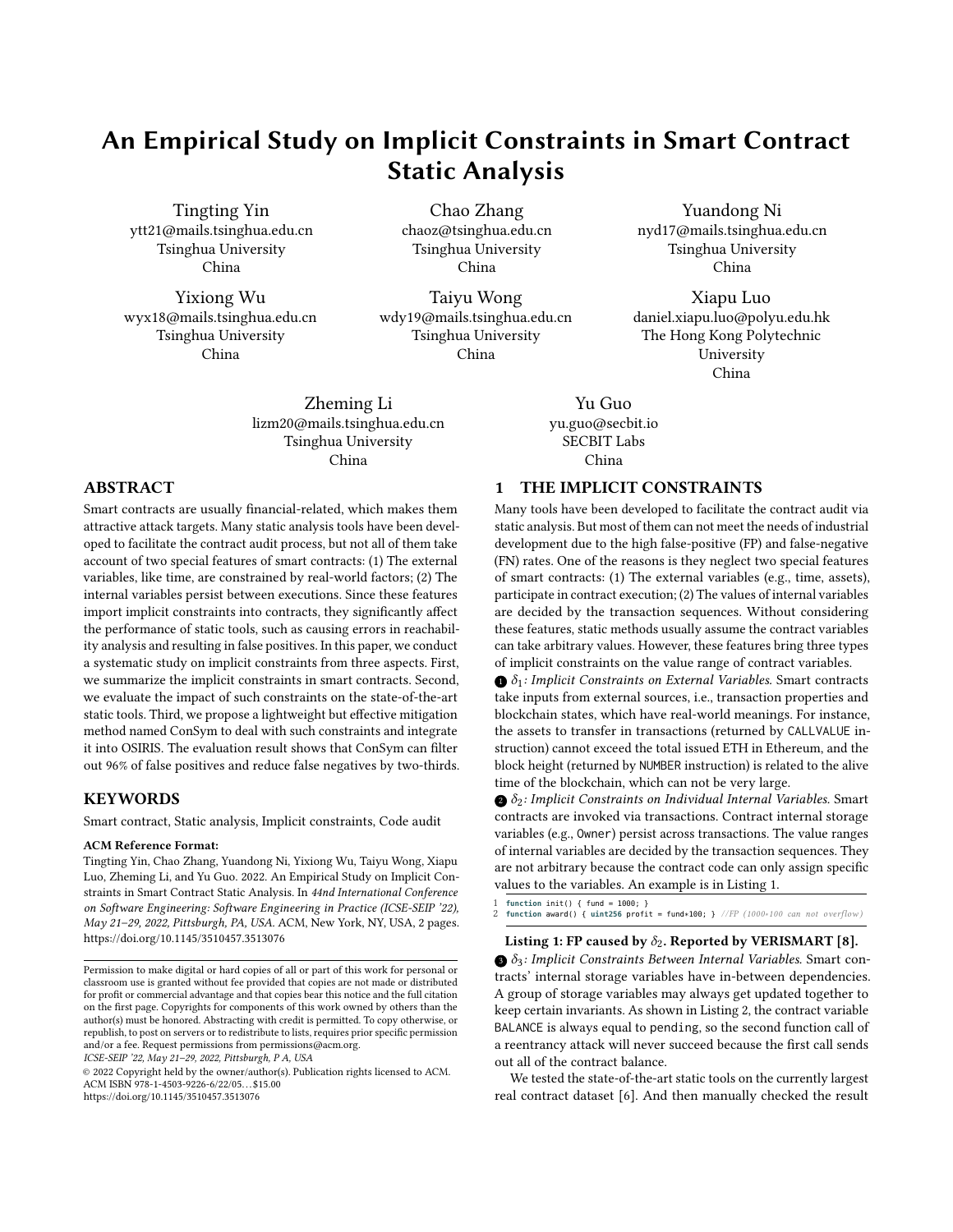# An Empirical Study on Implicit Constraints in Smart Contract Static Analysis

Tingting Yin
ytt21@mails.tsinghua.edu.cn
Tsinghua University
China

Chao Zhang
chaoz@tsinghua.edu.cn
Tsinghua University
China

Yuandong Ni
nyd17@mails.tsinghua.edu.cn
Tsinghua University
China

Yixiong Wu
wyx18@mails.tsinghua.edu.cn
Tsinghua University
China

Taiyu Wong
wdy19@mails.tsinghua.edu.cn
Tsinghua University
China

Xiapu Luo
daniel.xiapu.luo@polyu.edu.hk
The Hong Kong Polytechnic University
China

Zheming Li
lizm20@mails.tsinghua.edu.cn
Tsinghua University
China

Yu Guo
yu.guo@secbit.io
SECBIT Labs
China

## ABSTRACT

Smart contracts are usually financial-related, which makes them attractive attack targets. Many static analysis tools have been developed to facilitate the contract audit process, but not all of them take account of two special features of smart contracts: (1) The external variables, like time, are constrained by real-world factors; (2) The internal variables persist between executions. Since these features import implicit constraints into contracts, they significantly affect the performance of static tools, such as causing errors in reachability analysis and resulting in false positives. In this paper, we conduct a systematic study on implicit constraints from three aspects. First, we summarize the implicit constraints in smart contracts. Second, we evaluate the impact of such constraints on the state-of-the-art static tools. Third, we propose a lightweight but effective mitigation method named ConSym to deal with such constraints and integrate it into OSIRIS. The evaluation result shows that ConSym can filter out 96% of false positives and reduce false negatives by two-thirds.

## KEYWORDS

Smart contract, Static analysis, Implicit constraints, Code audit

**ACM Reference Format:**
Tingting Yin, Chao Zhang, Yuandong Ni, Yixiong Wu, Taiyu Wong, Xiapu Luo, Zheming Li, and Yu Guo. 2022. An Empirical Study on Implicit Constraints in Smart Contract Static Analysis. In *44nd International Conference on Software Engineering: Software Engineering in Practice (ICSE-SEIP '22), May 21–29, 2022, Pittsburgh, PA, USA.* ACM, New York, NY, USA, 2 pages. https://doi.org/10.1145/3510457.3513076

Permission to make digital or hard copies of all or part of this work for personal or classroom use is granted without fee provided that copies are not made or distributed for profit or commercial advantage and that copies bear this notice and the full citation on the first page. Copyrights for components of this work owned by others than the author(s) must be honored. Abstracting with credit is permitted. To copy otherwise, or republish, to post on servers or to redistribute to lists, requires prior specific permission and/or a fee. Request permissions from permissions@acm.org.
*ICSE-SEIP '22, May 21–29, 2022, Pittsburgh, P A, USA*
© 2022 Copyright held by the owner/author(s). Publication rights licensed to ACM.
ACM ISBN 978-1-4503-9226-6/22/05…$15.00
https://doi.org/10.1145/3510457.3513076

## 1 THE IMPLICIT CONSTRAINTS

Many tools have been developed to facilitate the contract audit via static analysis. But most of them can not meet the needs of industrial development due to the high false-positive (FP) and false-negative (FN) rates. One of the reasons is they neglect two special features of smart contracts: (1) The external variables (e.g., time, assets), participate in contract execution; (2) The values of internal variables are decided by the transaction sequences. Without considering these features, static methods usually assume the contract variables can take arbitrary values. However, these features bring three types of implicit constraints on the value range of contract variables.

❶ $\delta_1$*: Implicit Constraints on External Variables.* Smart contracts take inputs from external sources, i.e., transaction properties and blockchain states, which have real-world meanings. For instance, the assets to transfer in transactions (returned by CALLVALUE instruction) cannot exceed the total issued ETH in Ethereum, and the block height (returned by NUMBER instruction) is related to the alive time of the blockchain, which can not be very large.

❷ $\delta_2$*: Implicit Constraints on Individual Internal Variables.* Smart contracts are invoked via transactions. Contract internal storage variables (e.g., Owner) persist across transactions. The value ranges of internal variables are decided by the transaction sequences. They are not arbitrary because the contract code can only assign specific values to the variables. An example is in Listing 1.

```
1  function init() { fund = 1000; }
2  function award() { uint256 profit = fund*100; } //FP (1000*100 can not overflow)
```

**Listing 1: FP caused by $\delta_2$. Reported by VERISMART [8].**

❸ $\delta_3$*: Implicit Constraints Between Internal Variables.* Smart contracts' internal storage variables have in-between dependencies. A group of storage variables may always get updated together to keep certain invariants. As shown in Listing 2, the contract variable BALANCE is always equal to pending, so the second function call of a reentrancy attack will never succeed because the first call sends out all of the contract balance.

We tested the state-of-the-art static tools on the currently largest real contract dataset [6]. And then manually checked the result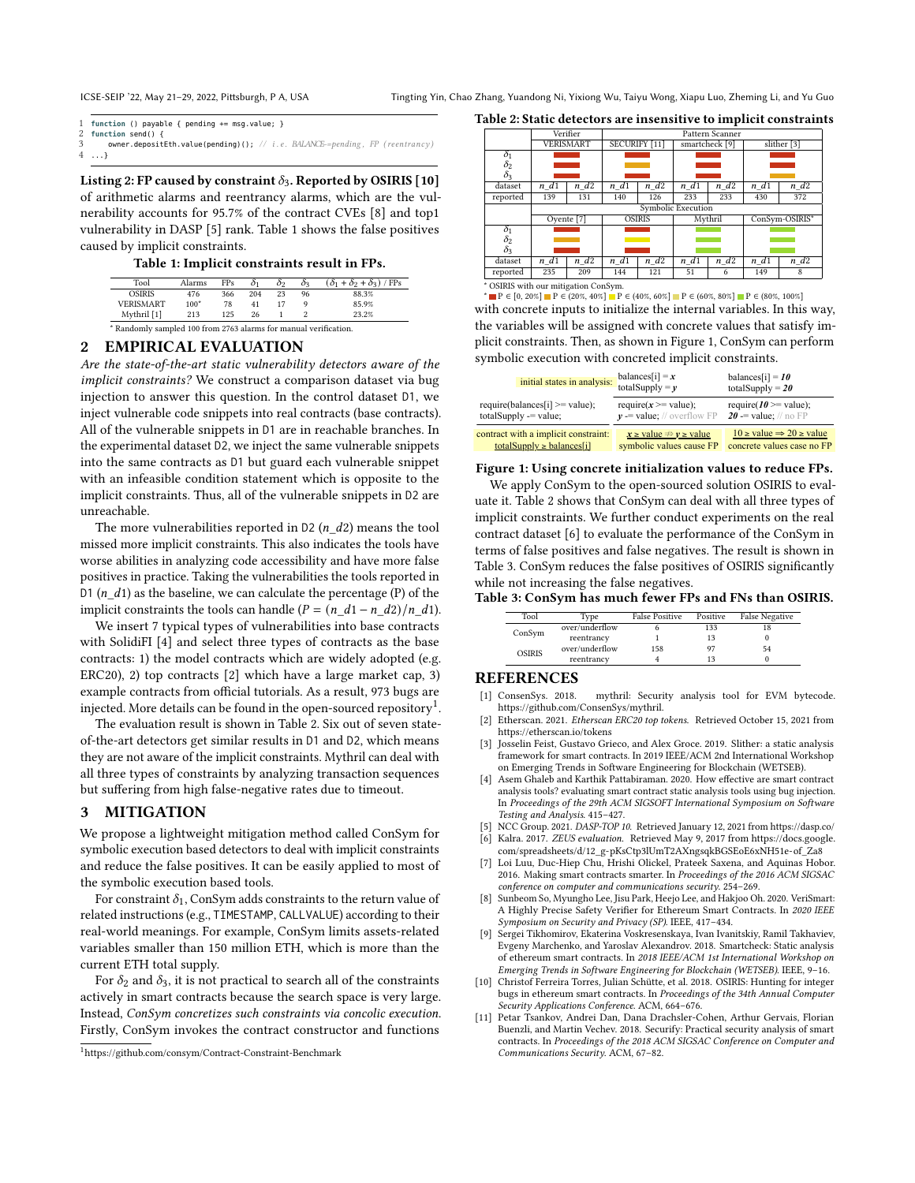```
1  function () payable { pending += msg.value; }
2  function send() {
3      owner.depositEth.value(pending)(); // i.e. BALANCE=pending, FP (reentrancy)
4  ...}
```

**Listing 2: FP caused by constraint $\delta_3$. Reported by OSIRIS [10]**

of arithmetic alarms and reentrancy alarms, which are the vulnerability accounts for 95.7% of the contract CVEs [8] and top1 vulnerability in DASP [5] rank. Table 1 shows the false positives caused by implicit constraints.

**Table 1: Implicit constraints result in FPs.**

| Tool | Alarms | FPs | $\delta_1$ | $\delta_2$ | $\delta_3$ | $(\delta_1+\delta_2+\delta_3)$ / FPs |
|---|---|---|---|---|---|---|
| OSIRIS | 476 | 366 | 204 | 23 | 96 | 88.3% |
| VERISMART | 100* | 78 | 41 | 17 | 9 | 85.9% |
| Mythril [1] | 213 | 125 | 26 | 1 | 2 | 23.2% |

\* Randomly sampled 100 from 2763 alarms for manual verification.

## 2 EMPIRICAL EVALUATION

*Are the state-of-the-art static vulnerability detectors aware of the implicit constraints?* We construct a comparison dataset via bug injection to answer this question. In the control dataset D1, we inject vulnerable code snippets into real contracts (base contracts). All of the vulnerable snippets in D1 are in reachable branches. In the experimental dataset D2, we inject the same vulnerable snippets into the same contracts as D1 but guard each vulnerable snippet with an infeasible condition statement which is opposite to the implicit constraints. Thus, all of the vulnerable snippets in D2 are unreachable.

The more vulnerabilities reported in D2 ($n\_d2$) means the tool missed more implicit constraints. This also indicates the tools have worse abilities in analyzing code accessibility and have more false positives in practice. Taking the vulnerabilities the tools reported in D1 ($n\_d1$) as the baseline, we can calculate the percentage (P) of the implicit constraints the tools can handle ($P = (n\_d1 - n\_d2)/n\_d1$).

We insert 7 typical types of vulnerabilities into base contracts with SolidiFI [4] and select three types of contracts as the base contracts: 1) the model contracts which are widely adopted (e.g. ERC20), 2) top contracts [2] which have a large market cap, 3) example contracts from official tutorials. As a result, 973 bugs are injected. More details can be found in the open-sourced repository[1].

The evaluation result is shown in Table 2. Six out of seven state-of-the-art detectors get similar results in D1 and D2, which means they are not aware of the implicit constraints. Mythril can deal with all three types of constraints by analyzing transaction sequences but suffering from high false-negative rates due to timeout.

## 3 MITIGATION

We propose a lightweight mitigation method called ConSym for symbolic execution based detectors to deal with implicit constraints and reduce the false positives. It can be easily applied to most of the symbolic execution based tools.

For constraint $\delta_1$, ConSym adds constraints to the return value of related instructions (e.g., TIMESTAMP, CALLVALUE) according to their real-world meanings. For example, ConSym limits assets-related variables smaller than 150 million ETH, which is more than the current ETH total supply.

For $\delta_2$ and $\delta_3$, it is not practical to search all of the constraints actively in smart contracts because the search space is very large. Instead, *ConSym concretizes such constraints via concolic execution.* Firstly, ConSym invokes the contract constructor and functions with concrete inputs to initialize the internal variables. In this way, the variables will be assigned with concrete values that satisfy implicit constraints. Then, as shown in Figure 1, ConSym can perform symbolic execution with concreted implicit constraints.

[1] https://github.com/consym/Contract-Constraint-Benchmark

**Table 2: Static detectors are insensitive to implicit constraints**

| | Verifier | | Pattern Scanner | | | | | |
|---|---|---|---|---|---|---|---|---|
| | VERISMART | | SECURIFY [11] | | smartcheck [9] | | slither [3] | |
| dataset | $n\_d1$ | $n\_d2$ | $n\_d1$ | $n\_d2$ | $n\_d1$ | $n\_d2$ | $n\_d1$ | $n\_d2$ |
| reported | 139 | 131 | 140 | 126 | 233 | 233 | 430 | 372 |
| | **Symbolic Execution** | | | | | | | |
| | Oyente [7] | | OSIRIS | | Mythril | | ConSym-OSIRIS* | |
| dataset | $n\_d1$ | $n\_d2$ | $n\_d1$ | $n\_d2$ | $n\_d1$ | $n\_d2$ | $n\_d1$ | $n\_d2$ |
| reported | 235 | 209 | 144 | 121 | 51 | 6 | 149 | 8 |

\* OSIRIS with our mitigation ConSym.
\* P ∈ [0, 20%] P ∈ (20%, 40%] P ∈ (40%, 60%] P ∈ (60%, 80%] P ∈ (80%, 100%]

| initial states in analysis: | balances[i] = x<br>totalSupply = y | balances[i] = ***10***<br>totalSupply = ***20*** |
|---|---|---|
| require(balances[i] >= value);<br>totalSupply -= value; | require(***x*** >= value);<br>***y*** -= value; // overflow FP | require(***10*** >= value);<br>***20*** -= value; // no FP |
| contract with a implicit constraint:<br>totalSupply ≥ balances[i] | x ≥ value ⇏ y ≥ value<br>symbolic values cause FP | 10 ≥ value ⇒ 20 ≥ value<br>concrete values case no FP |

**Figure 1: Using concrete initialization values to reduce FPs.**

We apply ConSym to the open-sourced solution OSIRIS to evaluate it. Table 2 shows that ConSym can deal with all three types of implicit constraints. We further conduct experiments on the real contract dataset [6] to evaluate the performance of the ConSym in terms of false positives and false negatives. The result is shown in Table 3. ConSym reduces the false positives of OSIRIS significantly while not increasing the false negatives.

**Table 3: ConSym has much fewer FPs and FNs than OSIRIS.**

| Tool | Type | False Positive | Positive | False Negative |
|---|---|---|---|---|
| ConSym | over/underflow | 6 | 133 | 18 |
| | reentrancy | 1 | 13 | 0 |
| OSIRIS | over/underflow | 158 | 97 | 54 |
| | reentrancy | 4 | 13 | 0 |

## REFERENCES

[1] ConsenSys. 2018. mythril: Security analysis tool for EVM bytecode. https://github.com/ConsenSys/mythril.

[2] Etherscan. 2021. *Etherscan ERC20 top tokens.* Retrieved October 15, 2021 from https://etherscan.io/tokens

[3] Josselin Feist, Gustavo Grieco, and Alex Groce. 2019. Slither: a static analysis framework for smart contracts. In 2019 IEEE/ACM 2nd International Workshop on Emerging Trends in Software Engineering for Blockchain (WETSEB).

[4] Asem Ghaleb and Karthik Pattabiraman. 2020. How effective are smart contract analysis tools? evaluating smart contract static analysis tools using bug injection. In *Proceedings of the 29th ACM SIGSOFT International Symposium on Software Testing and Analysis.* 415–427.

[5] NCC Group. 2021. *DASP-TOP 10.* Retrieved January 12, 2021 from https://dasp.co/

[6] Kalra. 2017. *ZEUS evaluation.* Retrieved May 9, 2017 from https://docs.google.com/spreadsheets/d/12_g-pKsCtp3lUmT2AXngsqkBGSEoE6xNH51e-of_Za8

[7] Loi Luu, Duc-Hiep Chu, Hrishi Olickel, Prateek Saxena, and Aquinas Hobor. 2016. Making smart contracts smarter. In *Proceedings of the 2016 ACM SIGSAC conference on computer and communications security.* 254–269.

[8] Sunbeom So, Myungho Lee, Jisu Park, Heejo Lee, and Hakjoo Oh. 2020. VeriSmart: A Highly Precise Safety Verifier for Ethereum Smart Contracts. In *2020 IEEE Symposium on Security and Privacy (SP).* IEEE, 417–434.

[9] Sergei Tikhomirov, Ekaterina Voskresenskaya, Ivan Ivanitskiy, Ramil Takhaviev, Evgeny Marchenko, and Yaroslav Alexandrov. 2018. Smartcheck: Static analysis of ethereum smart contracts. In *2018 IEEE/ACM 1st International Workshop on Emerging Trends in Software Engineering for Blockchain (WETSEB).* IEEE, 9–16.

[10] Christof Ferreira Torres, Julian Schütte, et al. 2018. OSIRIS: Hunting for integer bugs in ethereum smart contracts. In *Proceedings of the 34th Annual Computer Security Applications Conference.* ACM, 664–676.

[11] Petar Tsankov, Andrei Dan, Dana Drachsler-Cohen, Arthur Gervais, Florian Buenzli, and Martin Vechev. 2018. Securify: Practical security analysis of smart contracts. In *Proceedings of the 2018 ACM SIGSAC Conference on Computer and Communications Security.* ACM, 67–82.